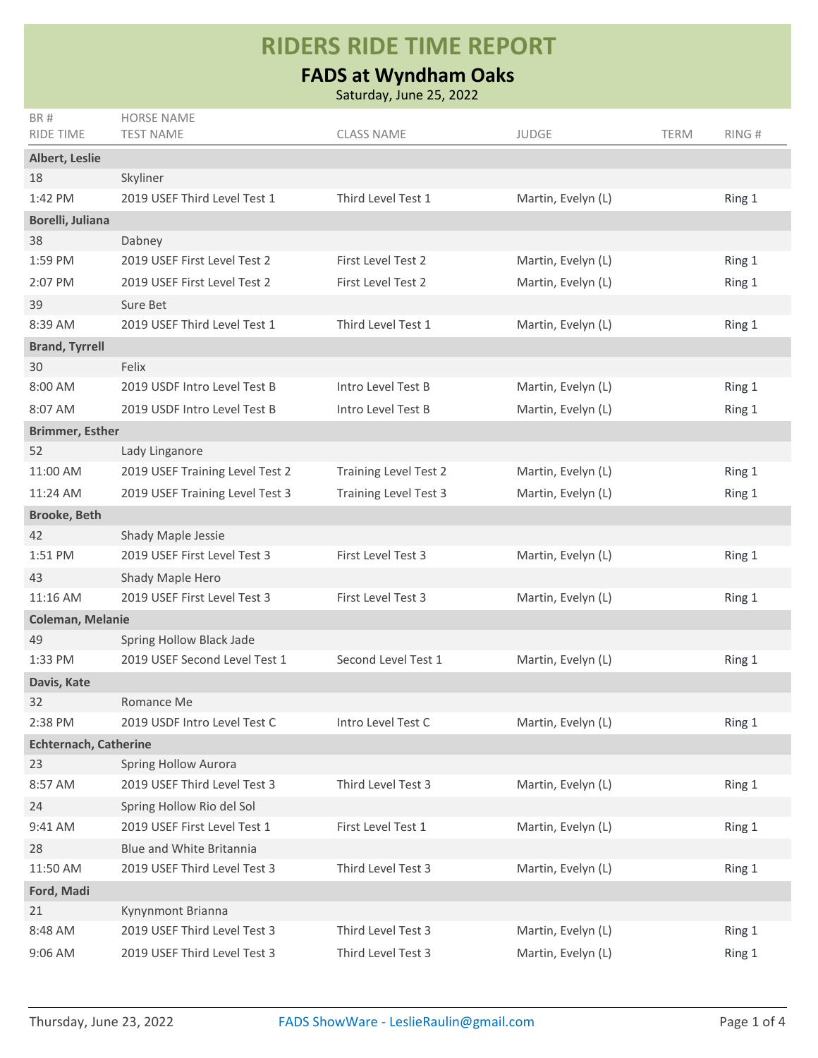# RIDERS RIDE TIME REPORT

## FADS at Wyndham Oaks

Saturday, June 25, 2022

| BR # / RIDE TIME | HORSE NAME / TEST NAME | CLASS NAME | JUDGE | TERM | RING # |
|---|---|---|---|---|---|
| **Albert, Leslie** | | | | | |
| 18 | Skyliner | | | | |
| 1:42 PM | 2019 USEF Third Level Test 1 | Third Level Test 1 | Martin, Evelyn (L) | | Ring 1 |
| **Borelli, Juliana** | | | | | |
| 38 | Dabney | | | | |
| 1:59 PM | 2019 USEF First Level Test 2 | First Level Test 2 | Martin, Evelyn (L) | | Ring 1 |
| 2:07 PM | 2019 USEF First Level Test 2 | First Level Test 2 | Martin, Evelyn (L) | | Ring 1 |
| 39 | Sure Bet | | | | |
| 8:39 AM | 2019 USEF Third Level Test 1 | Third Level Test 1 | Martin, Evelyn (L) | | Ring 1 |
| **Brand, Tyrrell** | | | | | |
| 30 | Felix | | | | |
| 8:00 AM | 2019 USDF Intro Level Test B | Intro Level Test B | Martin, Evelyn (L) | | Ring 1 |
| 8:07 AM | 2019 USDF Intro Level Test B | Intro Level Test B | Martin, Evelyn (L) | | Ring 1 |
| **Brimmer, Esther** | | | | | |
| 52 | Lady Linganore | | | | |
| 11:00 AM | 2019 USEF Training Level Test 2 | Training Level Test 2 | Martin, Evelyn (L) | | Ring 1 |
| 11:24 AM | 2019 USEF Training Level Test 3 | Training Level Test 3 | Martin, Evelyn (L) | | Ring 1 |
| **Brooke, Beth** | | | | | |
| 42 | Shady Maple Jessie | | | | |
| 1:51 PM | 2019 USEF First Level Test 3 | First Level Test 3 | Martin, Evelyn (L) | | Ring 1 |
| 43 | Shady Maple Hero | | | | |
| 11:16 AM | 2019 USEF First Level Test 3 | First Level Test 3 | Martin, Evelyn (L) | | Ring 1 |
| **Coleman, Melanie** | | | | | |
| 49 | Spring Hollow Black Jade | | | | |
| 1:33 PM | 2019 USEF Second Level Test 1 | Second Level Test 1 | Martin, Evelyn (L) | | Ring 1 |
| **Davis, Kate** | | | | | |
| 32 | Romance Me | | | | |
| 2:38 PM | 2019 USDF Intro Level Test C | Intro Level Test C | Martin, Evelyn (L) | | Ring 1 |
| **Echternach, Catherine** | | | | | |
| 23 | Spring Hollow Aurora | | | | |
| 8:57 AM | 2019 USEF Third Level Test 3 | Third Level Test 3 | Martin, Evelyn (L) | | Ring 1 |
| 24 | Spring Hollow Rio del Sol | | | | |
| 9:41 AM | 2019 USEF First Level Test 1 | First Level Test 1 | Martin, Evelyn (L) | | Ring 1 |
| 28 | Blue and White Britannia | | | | |
| 11:50 AM | 2019 USEF Third Level Test 3 | Third Level Test 3 | Martin, Evelyn (L) | | Ring 1 |
| **Ford, Madi** | | | | | |
| 21 | Kynynmont Brianna | | | | |
| 8:48 AM | 2019 USEF Third Level Test 3 | Third Level Test 3 | Martin, Evelyn (L) | | Ring 1 |
| 9:06 AM | 2019 USEF Third Level Test 3 | Third Level Test 3 | Martin, Evelyn (L) | | Ring 1 |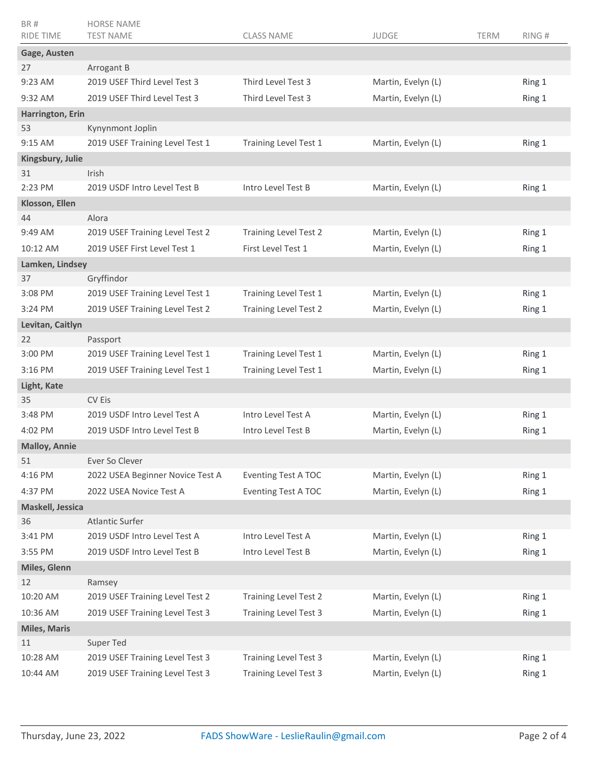| BR # / RIDE TIME | HORSE NAME / TEST NAME | CLASS NAME | JUDGE | TERM | RING # |
|---|---|---|---|---|---|
| **Gage, Austen** | | | | | |
| 27 | Arrogant B | | | | |
| 9:23 AM | 2019 USEF Third Level Test 3 | Third Level Test 3 | Martin, Evelyn (L) | | Ring 1 |
| 9:32 AM | 2019 USEF Third Level Test 3 | Third Level Test 3 | Martin, Evelyn (L) | | Ring 1 |
| **Harrington, Erin** | | | | | |
| 53 | Kynynmont Joplin | | | | |
| 9:15 AM | 2019 USEF Training Level Test 1 | Training Level Test 1 | Martin, Evelyn (L) | | Ring 1 |
| **Kingsbury, Julie** | | | | | |
| 31 | Irish | | | | |
| 2:23 PM | 2019 USDF Intro Level Test B | Intro Level Test B | Martin, Evelyn (L) | | Ring 1 |
| **Klosson, Ellen** | | | | | |
| 44 | Alora | | | | |
| 9:49 AM | 2019 USEF Training Level Test 2 | Training Level Test 2 | Martin, Evelyn (L) | | Ring 1 |
| 10:12 AM | 2019 USEF First Level Test 1 | First Level Test 1 | Martin, Evelyn (L) | | Ring 1 |
| **Lamken, Lindsey** | | | | | |
| 37 | Gryffindor | | | | |
| 3:08 PM | 2019 USEF Training Level Test 1 | Training Level Test 1 | Martin, Evelyn (L) | | Ring 1 |
| 3:24 PM | 2019 USEF Training Level Test 2 | Training Level Test 2 | Martin, Evelyn (L) | | Ring 1 |
| **Levitan, Caitlyn** | | | | | |
| 22 | Passport | | | | |
| 3:00 PM | 2019 USEF Training Level Test 1 | Training Level Test 1 | Martin, Evelyn (L) | | Ring 1 |
| 3:16 PM | 2019 USEF Training Level Test 1 | Training Level Test 1 | Martin, Evelyn (L) | | Ring 1 |
| **Light, Kate** | | | | | |
| 35 | CV Eis | | | | |
| 3:48 PM | 2019 USDF Intro Level Test A | Intro Level Test A | Martin, Evelyn (L) | | Ring 1 |
| 4:02 PM | 2019 USDF Intro Level Test B | Intro Level Test B | Martin, Evelyn (L) | | Ring 1 |
| **Malloy, Annie** | | | | | |
| 51 | Ever So Clever | | | | |
| 4:16 PM | 2022 USEA Beginner Novice Test A | Eventing Test A TOC | Martin, Evelyn (L) | | Ring 1 |
| 4:37 PM | 2022 USEA Novice Test A | Eventing Test A TOC | Martin, Evelyn (L) | | Ring 1 |
| **Maskell, Jessica** | | | | | |
| 36 | Atlantic Surfer | | | | |
| 3:41 PM | 2019 USDF Intro Level Test A | Intro Level Test A | Martin, Evelyn (L) | | Ring 1 |
| 3:55 PM | 2019 USDF Intro Level Test B | Intro Level Test B | Martin, Evelyn (L) | | Ring 1 |
| **Miles, Glenn** | | | | | |
| 12 | Ramsey | | | | |
| 10:20 AM | 2019 USEF Training Level Test 2 | Training Level Test 2 | Martin, Evelyn (L) | | Ring 1 |
| 10:36 AM | 2019 USEF Training Level Test 3 | Training Level Test 3 | Martin, Evelyn (L) | | Ring 1 |
| **Miles, Maris** | | | | | |
| 11 | Super Ted | | | | |
| 10:28 AM | 2019 USEF Training Level Test 3 | Training Level Test 3 | Martin, Evelyn (L) | | Ring 1 |
| 10:44 AM | 2019 USEF Training Level Test 3 | Training Level Test 3 | Martin, Evelyn (L) | | Ring 1 |

Thursday, June 23, 2022 FADS ShowWare - LeslieRaulin@gmail.com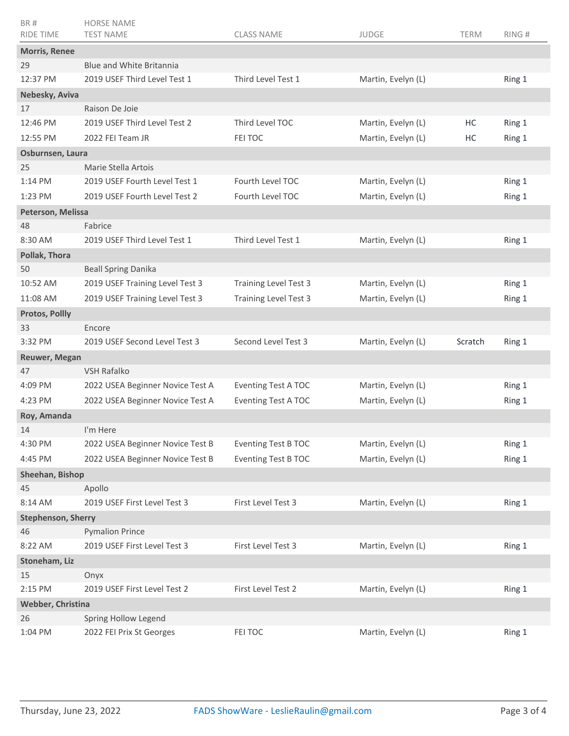| BR #<br>RIDE TIME | HORSE NAME<br>TEST NAME | CLASS NAME | JUDGE | TERM | RING # |
|---|---|---|---|---|---|
| **Morris, Renee** | | | | | |
| 29 | Blue and White Britannia | | | | |
| 12:37 PM | 2019 USEF Third Level Test 1 | Third Level Test 1 | Martin, Evelyn (L) | | Ring 1 |
| **Nebesky, Aviva** | | | | | |
| 17 | Raison De Joie | | | | |
| 12:46 PM | 2019 USEF Third Level Test 2 | Third Level TOC | Martin, Evelyn (L) | HC | Ring 1 |
| 12:55 PM | 2022 FEI Team JR | FEI TOC | Martin, Evelyn (L) | HC | Ring 1 |
| **Osburnsen, Laura** | | | | | |
| 25 | Marie Stella Artois | | | | |
| 1:14 PM | 2019 USEF Fourth Level Test 1 | Fourth Level TOC | Martin, Evelyn (L) | | Ring 1 |
| 1:23 PM | 2019 USEF Fourth Level Test 2 | Fourth Level TOC | Martin, Evelyn (L) | | Ring 1 |
| **Peterson, Melissa** | | | | | |
| 48 | Fabrice | | | | |
| 8:30 AM | 2019 USEF Third Level Test 1 | Third Level Test 1 | Martin, Evelyn (L) | | Ring 1 |
| **Pollak, Thora** | | | | | |
| 50 | Beall Spring Danika | | | | |
| 10:52 AM | 2019 USEF Training Level Test 3 | Training Level Test 3 | Martin, Evelyn (L) | | Ring 1 |
| 11:08 AM | 2019 USEF Training Level Test 3 | Training Level Test 3 | Martin, Evelyn (L) | | Ring 1 |
| **Protos, Pollly** | | | | | |
| 33 | Encore | | | | |
| 3:32 PM | 2019 USEF Second Level Test 3 | Second Level Test 3 | Martin, Evelyn (L) | Scratch | Ring 1 |
| **Reuwer, Megan** | | | | | |
| 47 | VSH Rafalko | | | | |
| 4:09 PM | 2022 USEA Beginner Novice Test A | Eventing Test A TOC | Martin, Evelyn (L) | | Ring 1 |
| 4:23 PM | 2022 USEA Beginner Novice Test A | Eventing Test A TOC | Martin, Evelyn (L) | | Ring 1 |
| **Roy, Amanda** | | | | | |
| 14 | I'm Here | | | | |
| 4:30 PM | 2022 USEA Beginner Novice Test B | Eventing Test B TOC | Martin, Evelyn (L) | | Ring 1 |
| 4:45 PM | 2022 USEA Beginner Novice Test B | Eventing Test B TOC | Martin, Evelyn (L) | | Ring 1 |
| **Sheehan, Bishop** | | | | | |
| 45 | Apollo | | | | |
| 8:14 AM | 2019 USEF First Level Test 3 | First Level Test 3 | Martin, Evelyn (L) | | Ring 1 |
| **Stephenson, Sherry** | | | | | |
| 46 | Pymalion Prince | | | | |
| 8:22 AM | 2019 USEF First Level Test 3 | First Level Test 3 | Martin, Evelyn (L) | | Ring 1 |
| **Stoneham, Liz** | | | | | |
| 15 | Onyx | | | | |
| 2:15 PM | 2019 USEF First Level Test 2 | First Level Test 2 | Martin, Evelyn (L) | | Ring 1 |
| **Webber, Christina** | | | | | |
| 26 | Spring Hollow Legend | | | | |
| 1:04 PM | 2022 FEI Prix St Georges | FEI TOC | Martin, Evelyn (L) | | Ring 1 |

Thursday, June 23, 2022 — FADS ShowWare - LeslieRaulin@gmail.com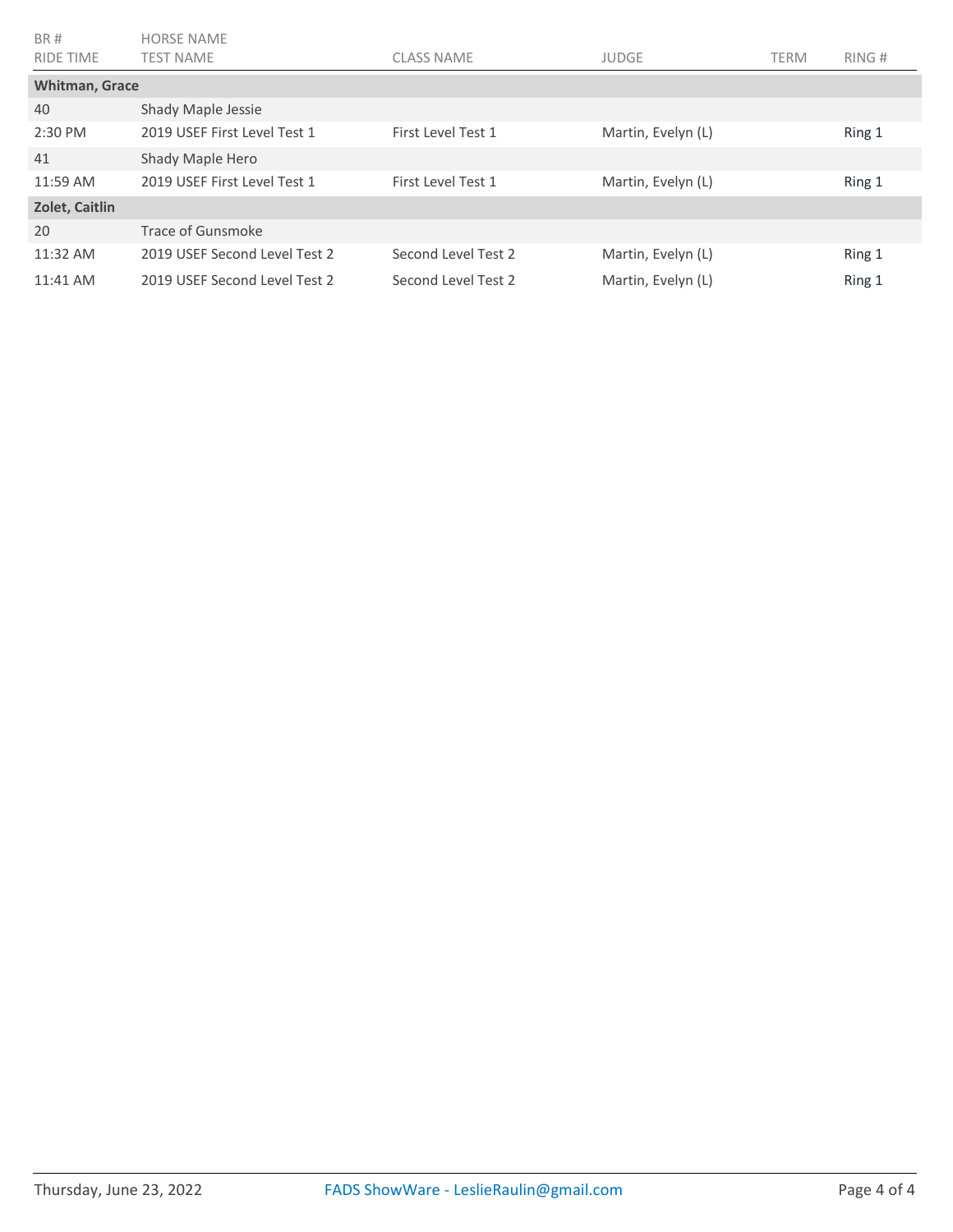| BR # / RIDE TIME | HORSE NAME / TEST NAME | CLASS NAME | JUDGE | TERM | RING # |
|---|---|---|---|---|---|
| **Whitman, Grace** | | | | | |
| 40 | Shady Maple Jessie | | | | |
| 2:30 PM | 2019 USEF First Level Test 1 | First Level Test 1 | Martin, Evelyn (L) | | Ring 1 |
| 41 | Shady Maple Hero | | | | |
| 11:59 AM | 2019 USEF First Level Test 1 | First Level Test 1 | Martin, Evelyn (L) | | Ring 1 |
| **Zolet, Caitlin** | | | | | |
| 20 | Trace of Gunsmoke | | | | |
| 11:32 AM | 2019 USEF Second Level Test 2 | Second Level Test 2 | Martin, Evelyn (L) | | Ring 1 |
| 11:41 AM | 2019 USEF Second Level Test 2 | Second Level Test 2 | Martin, Evelyn (L) | | Ring 1 |

Thursday, June 23, 2022 FADS ShowWare - LeslieRaulin@gmail.com